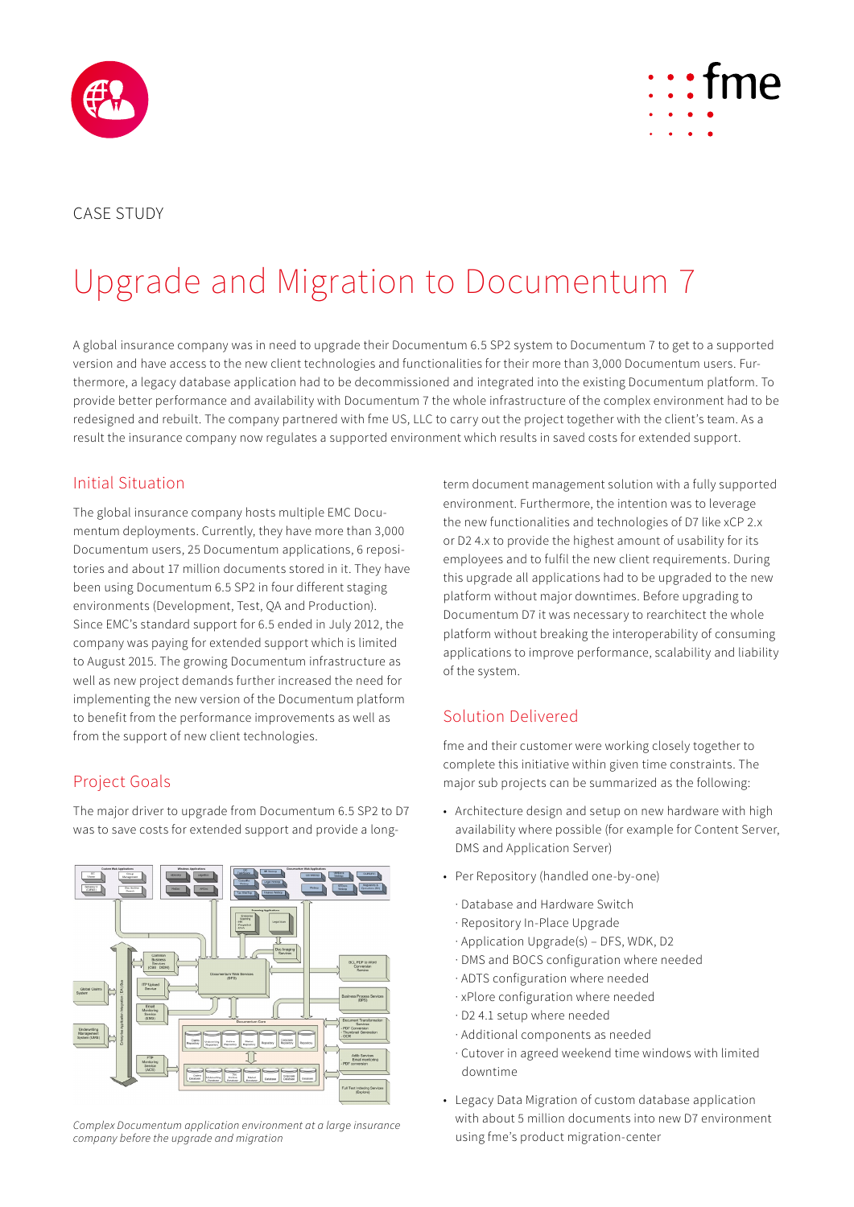CASE STUDY

# Upgrade and Migration to Documentum 7

A global insurance company was in need to upgrade their Documentum 6.5 SP2 system to Documentum 7 to get to a supported version and have access to the new client technologies and functionalities for their more than 3,000 Documentum users. Furthermore, a legacy database application had to be decommissioned and integrated into the existing Documentum platform. To provide better performance and availability with Documentum 7 the whole infrastructure of the complex environment had to be redesigned and rebuilt. The company partnered with fme US, LLC to carry out the project together with the client's team. As a result the insurance company now regulates a supported environment which results in saved costs for extended support.

## Initial Situation

The global insurance company hosts multiple EMC Documentum deployments. Currently, they have more than 3,000 Documentum users, 25 Documentum applications, 6 repositories and about 17 million documents stored in it. They have been using Documentum 6.5 SP2 in four different staging environments (Development, Test, QA and Production). Since EMC's standard support for 6.5 ended in July 2012, the company was paying for extended support which is limited to August 2015. The growing Documentum infrastructure as well as new project demands further increased the need for implementing the new version of the Documentum platform to benefit from the performance improvements as well as from the support of new client technologies.

## Project Goals

The major driver to upgrade from Documentum 6.5 SP2 to D7 was to save costs for extended support and provide a long-term document management solution with a fully supported environment. Furthermore, the intention was to leverage the new functionalities and technologies of D7 like xCP 2.x or D2 4.x to provide the highest amount of usability for its employees and to fulfil the new client requirements. During this upgrade all applications had to be upgraded to the new platform without major downtimes. Before upgrading to Documentum D7 it was necessary to rearchitect the whole platform without breaking the interoperability of consuming applications to improve performance, scalability and liability of the system.

*Complex Documentum application environment at a large insurance company before the upgrade and migration*

## Solution Delivered

fme and their customer were working closely together to complete this initiative within given time constraints. The major sub projects can be summarized as the following:

- Architecture design and setup on new hardware with high availability where possible (for example for Content Server, DMS and Application Server)
- Per Repository (handled one-by-one)
  - Database and Hardware Switch
  - Repository In-Place Upgrade
  - Application Upgrade(s) – DFS, WDK, D2
  - DMS and BOCS configuration where needed
  - ADTS configuration where needed
  - xPlore configuration where needed
  - D2 4.1 setup where needed
  - Additional components as needed
  - Cutover in agreed weekend time windows with limited downtime
- Legacy Data Migration of custom database application with about 5 million documents into new D7 environment using fme's product migration-center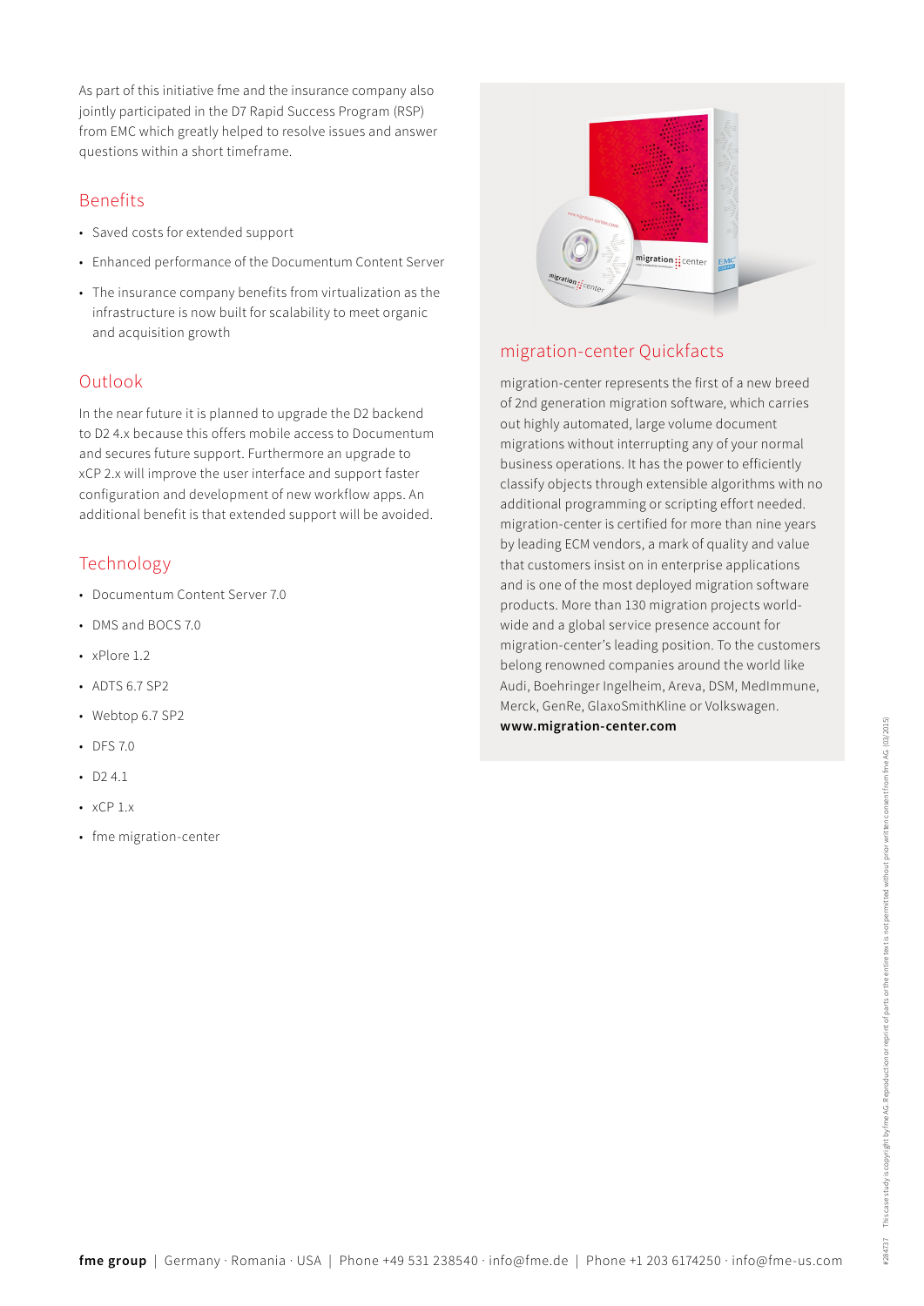As part of this initiative fme and the insurance company also jointly participated in the D7 Rapid Success Program (RSP) from EMC which greatly helped to resolve issues and answer questions within a short timeframe.

## Benefits

- Saved costs for extended support
- Enhanced performance of the Documentum Content Server
- The insurance company benefits from virtualization as the infrastructure is now built for scalability to meet organic and acquisition growth

## Outlook

In the near future it is planned to upgrade the D2 backend to D2 4.x because this offers mobile access to Documentum and secures future support. Furthermore an upgrade to xCP 2.x will improve the user interface and support faster configuration and development of new workflow apps. An additional benefit is that extended support will be avoided.

## Technology

- Documentum Content Server 7.0
- DMS and BOCS 7.0
- xPlore 1.2
- ADTS 6.7 SP2
- Webtop 6.7 SP2
- DFS 7.0
- D2 4.1
- xCP 1.x
- fme migration-center

## migration-center Quickfacts

migration-center represents the first of a new breed of 2nd generation migration software, which carries out highly automated, large volume document migrations without interrupting any of your normal business operations. It has the power to efficiently classify objects through extensible algorithms with no additional programming or scripting effort needed. migration-center is certified for more than nine years by leading ECM vendors, a mark of quality and value that customers insist on in enterprise applications and is one of the most deployed migration software products. More than 130 migration projects world-wide and a global service presence account for migration-center's leading position. To the customers belong renowned companies around the world like Audi, Boehringer Ingelheim, Areva, DSM, MedImmune, Merck, GenRe, GlaxoSmithKline or Volkswagen.
**www.migration-center.com**

#284737 This case study is copyright by fme AG. Reproduction or reprint of parts or the entire text is not permitted without prior written consent from fme AG. (03/2015)

**fme group** | Germany · Romania · USA | Phone +49 531 238540 · info@fme.de | Phone +1 203 6174250 · info@fme-us.com